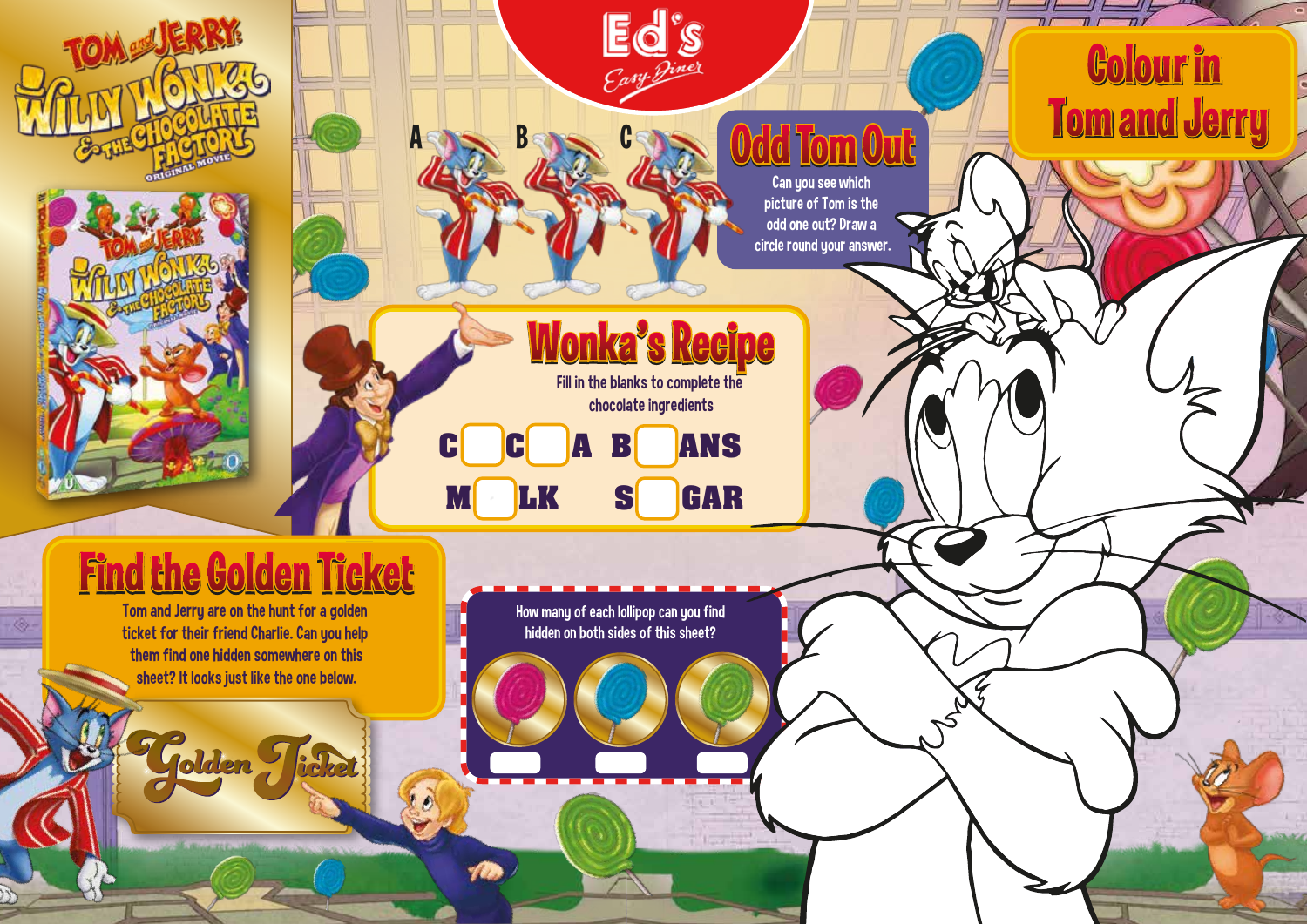# Tom and Jerry: Willy Wonka & the Chocolate Factory

Original Movie

Ed's Easy Diner

## Odd Tom Out

A B C

Can you see which picture of Tom is the odd one out? Draw a circle round your answer.

## Colour in Tom and Jerry

## Wonka's Recipe

Fill in the blanks to complete the chocolate ingredients

C _ C _ A B _ ANS

M _ LK S _ GAR

## Find the Golden Ticket

Tom and Jerry are on the hunt for a golden ticket for their friend Charlie. Can you help them find one hidden somewhere on this sheet? It looks just like the one below.

Golden Ticket

How many of each lollipop can you find hidden on both sides of this sheet?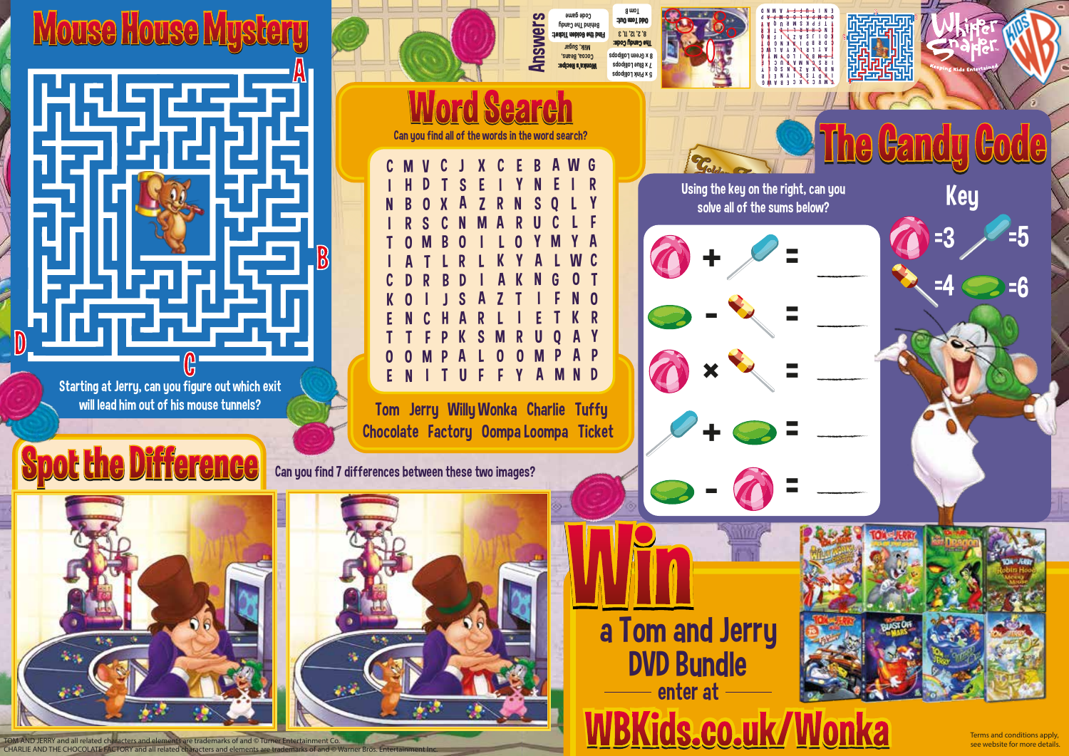# Mouse House Mystery

A

B

C

D

Starting at Jerry, can you figure out which exit will lead him out of his mouse tunnels?

# Word Search

Can you find all of the words in the word search?

```
C M V C J X C E B A W G
I H D T S E I Y N E I R
N B O X A Z R N S Q L Y
I R S C N M A R U C L F
T O M B O I L O Y M Y A
I A T L R L K Y A L W C
C D R B D I A K N G O T
K O I J S A Z T I F N O
E N C H A R L I E T K R
T T F P K S M R U Q A Y
O O M P A L O O M P A P
E N I T U F F Y A M N D
```

Tom Jerry Willy Wonka Charlie Tuffy
Chocolate Factory Oompa Loompa Ticket

# The Candy Code

Using the key on the right, can you solve all of the sums below?

**Key**

Pink lollipop = 3
Blue lollipop = 5
Red & yellow lollipop = 4
Green sweet = 6

Pink lollipop + Blue lollipop = ______

Green sweet - Red & yellow lollipop = ______

Pink lollipop × Red & yellow lollipop = ______

Blue lollipop + Green sweet = ______

Green sweet - Pink lollipop = ______

# Spot the Difference

Can you find 7 differences between these two images?

# Answers

**Wonka's Recipe:** Cocoa, Beans, Milk, Sugar

**Find the Golden Ticket:** Behind The Candy Code game

**The Candy Code:** 8, 2, 12, 11, 3

**Odd Tom Out:** Tom 8

5 x Pink Lollipops
7 x Blue Lollipops
8 x Green Lollipops

# Win

a Tom and Jerry DVD Bundle

enter at

**WBKids.co.uk/Wonka**

Terms and conditions apply, see website for more details.

TOM AND JERRY and all related characters and elements are trademarks of and © Turner Entertainment Co.
CHARLIE AND THE CHOCOLATE FACTORY and all related characters and elements are trademarks of and © Warner Bros. Entertainment Inc.